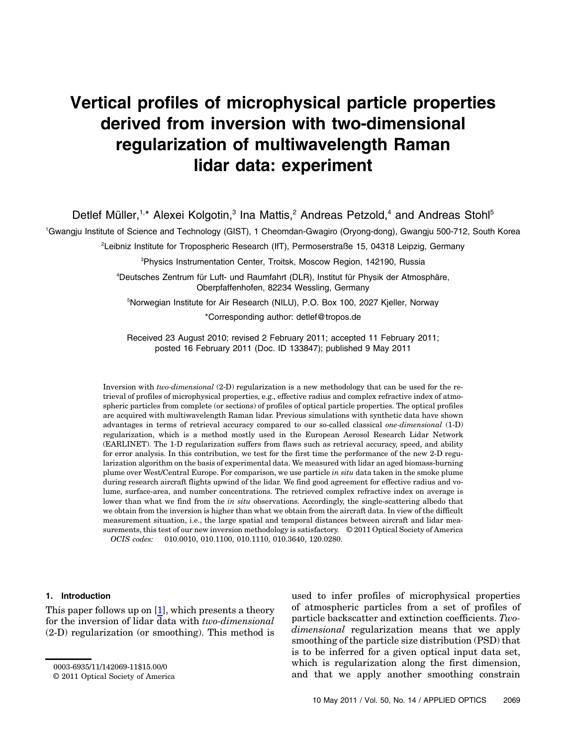# Vertical profiles of microphysical particle properties derived from inversion with two-dimensional regularization of multiwavelength Raman lidar data: experiment

Detlef Müller,[1,*] Alexei Kolgotin,[3] Ina Mattis,[2] Andreas Petzold,[4] and Andreas Stohl[5]

[1]Gwangju Institute of Science and Technology (GIST), 1 Cheomdan-Gwagiro (Oryong-dong), Gwangju 500-712, South Korea

[2]Leibniz Institute for Tropospheric Research (IfT), Permoserstraße 15, 04318 Leipzig, Germany

[3]Physics Instrumentation Center, Troitsk, Moscow Region, 142190, Russia

[4]Deutsches Zentrum für Luft- und Raumfahrt (DLR), Institut für Physik der Atmosphäre, Oberpfaffenhofen, 82234 Wessling, Germany

[5]Norwegian Institute for Air Research (NILU), P.O. Box 100, 2027 Kjeller, Norway

*Corresponding author: detlef@tropos.de

Received 23 August 2010; revised 2 February 2011; accepted 11 February 2011; posted 16 February 2011 (Doc. ID 133847); published 9 May 2011

Inversion with *two-dimensional* (2-D) regularization is a new methodology that can be used for the retrieval of profiles of microphysical properties, e.g., effective radius and complex refractive index of atmospheric particles from complete (or sections) of profiles of optical particle properties. The optical profiles are acquired with multiwavelength Raman lidar. Previous simulations with synthetic data have shown advantages in terms of retrieval accuracy compared to our so-called classical *one-dimensional* (1-D) regularization, which is a method mostly used in the European Aerosol Research Lidar Network (EARLINET). The 1-D regularization suffers from flaws such as retrieval accuracy, speed, and ability for error analysis. In this contribution, we test for the first time the performance of the new 2-D regularization algorithm on the basis of experimental data. We measured with lidar an aged biomass-burning plume over West/Central Europe. For comparison, we use particle *in situ* data taken in the smoke plume during research aircraft flights upwind of the lidar. We find good agreement for effective radius and volume, surface-area, and number concentrations. The retrieved complex refractive index on average is lower than what we find from the *in situ* observations. Accordingly, the single-scattering albedo that we obtain from the inversion is higher than what we obtain from the aircraft data. In view of the difficult measurement situation, i.e., the large spatial and temporal distances between aircraft and lidar measurements, this test of our new inversion methodology is satisfactory. © 2011 Optical Society of America

*OCIS codes:* 010.0010, 010.1100, 010.1110, 010.3640, 120.0280.

## 1. Introduction

This paper follows up on [1], which presents a theory for the inversion of lidar data with *two-dimensional* (2-D) regularization (or smoothing). This method is used to infer profiles of microphysical properties of atmospheric particles from a set of profiles of particle backscatter and extinction coefficients. *Two-dimensional* regularization means that we apply smoothing of the particle size distribution (PSD) that is to be inferred for a given optical input data set, which is regularization along the first dimension, and that we apply another smoothing constrain

0003-6935/11/142069-11$15.00/0

© 2011 Optical Society of America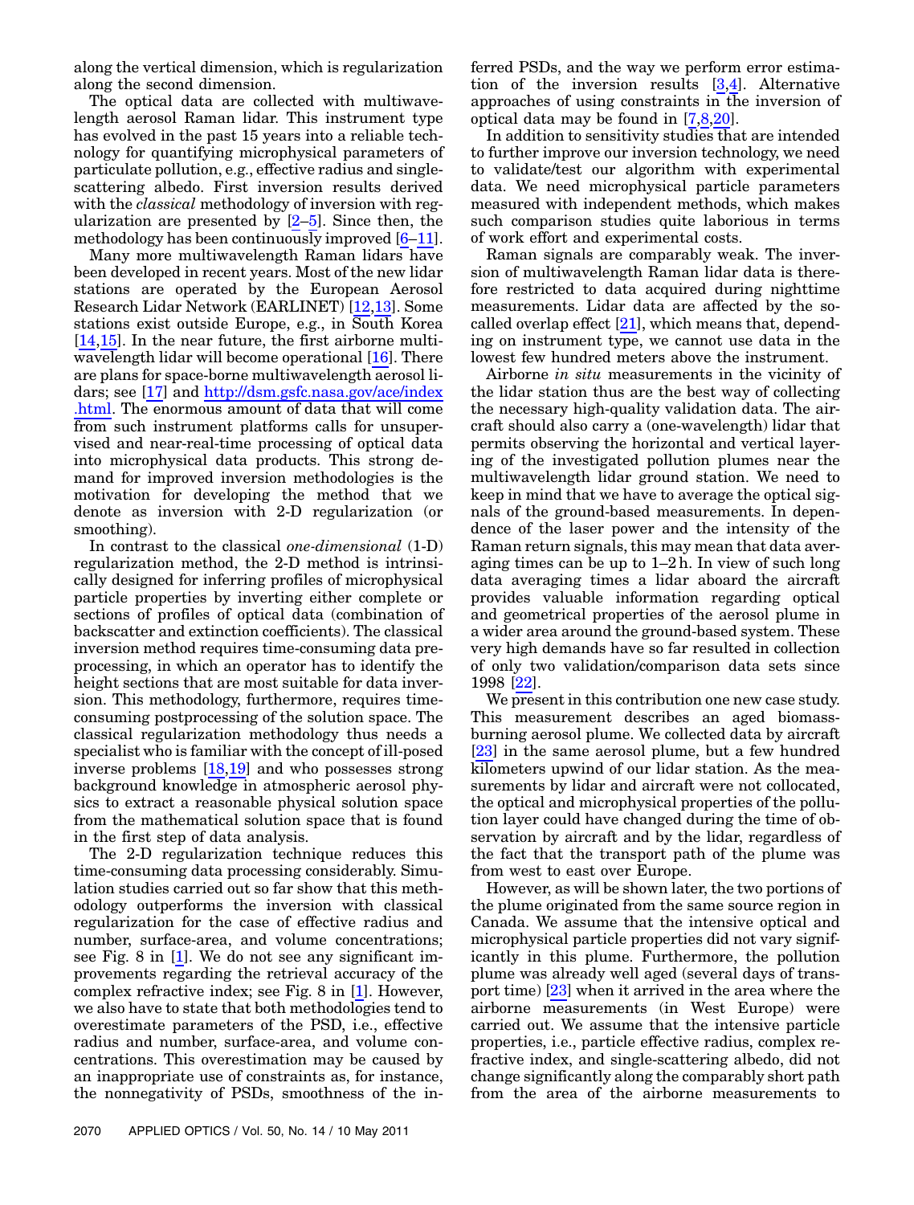along the vertical dimension, which is regularization along the second dimension.

The optical data are collected with multiwavelength aerosol Raman lidar. This instrument type has evolved in the past 15 years into a reliable technology for quantifying microphysical parameters of particulate pollution, e.g., effective radius and single-scattering albedo. First inversion results derived with the *classical* methodology of inversion with regularization are presented by [2–5]. Since then, the methodology has been continuously improved [6–11].

Many more multiwavelength Raman lidars have been developed in recent years. Most of the new lidar stations are operated by the European Aerosol Research Lidar Network (EARLINET) [12,13]. Some stations exist outside Europe, e.g., in South Korea [14,15]. In the near future, the first airborne multiwavelength lidar will become operational [16]. There are plans for space-borne multiwavelength aerosol lidars; see [17] and http://dsm.gsfc.nasa.gov/ace/index.html. The enormous amount of data that will come from such instrument platforms calls for unsupervised and near-real-time processing of optical data into microphysical data products. This strong demand for improved inversion methodologies is the motivation for developing the method that we denote as inversion with 2-D regularization (or smoothing).

In contrast to the classical *one-dimensional* (1-D) regularization method, the 2-D method is intrinsically designed for inferring profiles of microphysical particle properties by inverting either complete or sections of profiles of optical data (combination of backscatter and extinction coefficients). The classical inversion method requires time-consuming data preprocessing, in which an operator has to identify the height sections that are most suitable for data inversion. This methodology, furthermore, requires time-consuming postprocessing of the solution space. The classical regularization methodology thus needs a specialist who is familiar with the concept of ill-posed inverse problems [18,19] and who possesses strong background knowledge in atmospheric aerosol physics to extract a reasonable physical solution space from the mathematical solution space that is found in the first step of data analysis.

The 2-D regularization technique reduces this time-consuming data processing considerably. Simulation studies carried out so far show that this methodology outperforms the inversion with classical regularization for the case of effective radius and number, surface-area, and volume concentrations; see Fig. 8 in [1]. We do not see any significant improvements regarding the retrieval accuracy of the complex refractive index; see Fig. 8 in [1]. However, we also have to state that both methodologies tend to overestimate parameters of the PSD, i.e., effective radius and number, surface-area, and volume concentrations. This overestimation may be caused by an inappropriate use of constraints as, for instance, the nonnegativity of PSDs, smoothness of the inferred PSDs, and the way we perform error estimation of the inversion results [3,4]. Alternative approaches of using constraints in the inversion of optical data may be found in [7,8,20].

In addition to sensitivity studies that are intended to further improve our inversion technology, we need to validate/test our algorithm with experimental data. We need microphysical particle parameters measured with independent methods, which makes such comparison studies quite laborious in terms of work effort and experimental costs.

Raman signals are comparably weak. The inversion of multiwavelength Raman lidar data is therefore restricted to data acquired during nighttime measurements. Lidar data are affected by the so-called overlap effect [21], which means that, depending on instrument type, we cannot use data in the lowest few hundred meters above the instrument.

Airborne *in situ* measurements in the vicinity of the lidar station thus are the best way of collecting the necessary high-quality validation data. The aircraft should also carry a (one-wavelength) lidar that permits observing the horizontal and vertical layering of the investigated pollution plumes near the multiwavelength lidar ground station. We need to keep in mind that we have to average the optical signals of the ground-based measurements. In dependence of the laser power and the intensity of the Raman return signals, this may mean that data averaging times can be up to 1–2 h. In view of such long data averaging times a lidar aboard the aircraft provides valuable information regarding optical and geometrical properties of the aerosol plume in a wider area around the ground-based system. These very high demands have so far resulted in collection of only two validation/comparison data sets since 1998 [22].

We present in this contribution one new case study. This measurement describes an aged biomass-burning aerosol plume. We collected data by aircraft [23] in the same aerosol plume, but a few hundred kilometers upwind of our lidar station. As the measurements by lidar and aircraft were not collocated, the optical and microphysical properties of the pollution layer could have changed during the time of observation by aircraft and by the lidar, regardless of the fact that the transport path of the plume was from west to east over Europe.

However, as will be shown later, the two portions of the plume originated from the same source region in Canada. We assume that the intensive optical and microphysical particle properties did not vary significantly in this plume. Furthermore, the pollution plume was already well aged (several days of transport time) [23] when it arrived in the area where the airborne measurements (in West Europe) were carried out. We assume that the intensive particle properties, i.e., particle effective radius, complex refractive index, and single-scattering albedo, did not change significantly along the comparably short path from the area of the airborne measurements to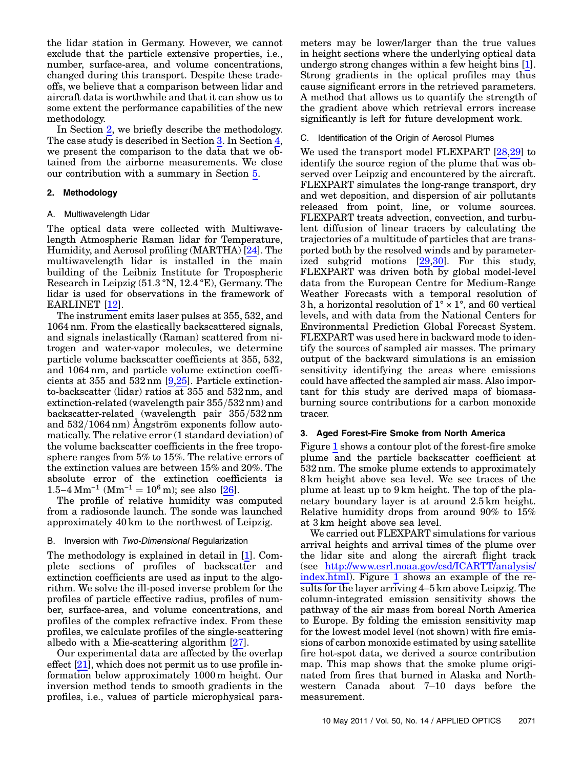the lidar station in Germany. However, we cannot exclude that the particle extensive properties, i.e., number, surface-area, and volume concentrations, changed during this transport. Despite these trade-offs, we believe that a comparison between lidar and aircraft data is worthwhile and that it can show us to some extent the performance capabilities of the new methodology.

In Section 2, we briefly describe the methodology. The case study is described in Section 3. In Section 4, we present the comparison to the data that we obtained from the airborne measurements. We close our contribution with a summary in Section 5.

## 2. Methodology

### A. Multiwavelength Lidar

The optical data were collected with Multiwavelength Atmospheric Raman lidar for Temperature, Humidity, and Aerosol profiling (MARTHA) [24]. The multiwavelength lidar is installed in the main building of the Leibniz Institute for Tropospheric Research in Leipzig (51.3 °N, 12.4 °E), Germany. The lidar is used for observations in the framework of EARLINET [12].

The instrument emits laser pulses at 355, 532, and 1064 nm. From the elastically backscattered signals, and signals inelastically (Raman) scattered from nitrogen and water-vapor molecules, we determine particle volume backscatter coefficients at 355, 532, and 1064 nm, and particle volume extinction coefficients at 355 and 532 nm [9,25]. Particle extinction-to-backscatter (lidar) ratios at 355 and 532 nm, and extinction-related (wavelength pair 355/532 nm) and backscatter-related (wavelength pair 355/532 nm and 532/1064 nm) Ångström exponents follow automatically. The relative error (1 standard deviation) of the volume backscatter coefficients in the free troposphere ranges from 5% to 15%. The relative errors of the extinction values are between 15% and 20%. The absolute error of the extinction coefficients is 1.5–4 $\mathrm{Mm^{-1}}$ ($\mathrm{Mm^{-1}} = 10^6$ m); see also [26].

The profile of relative humidity was computed from a radiosonde launch. The sonde was launched approximately 40 km to the northwest of Leipzig.

### B. Inversion with *Two-Dimensional* Regularization

The methodology is explained in detail in [1]. Complete sections of profiles of backscatter and extinction coefficients are used as input to the algorithm. We solve the ill-posed inverse problem for the profiles of particle effective radius, profiles of number, surface-area, and volume concentrations, and profiles of the complex refractive index. From these profiles, we calculate profiles of the single-scattering albedo with a Mie-scattering algorithm [27].

Our experimental data are affected by the overlap effect [21], which does not permit us to use profile information below approximately 1000 m height. Our inversion method tends to smooth gradients in the profiles, i.e., values of particle microphysical parameters may be lower/larger than the true values in height sections where the underlying optical data undergo strong changes within a few height bins [1]. Strong gradients in the optical profiles may thus cause significant errors in the retrieved parameters. A method that allows us to quantify the strength of the gradient above which retrieval errors increase significantly is left for future development work.

### C. Identification of the Origin of Aerosol Plumes

We used the transport model FLEXPART [28,29] to identify the source region of the plume that was observed over Leipzig and encountered by the aircraft. FLEXPART simulates the long-range transport, dry and wet deposition, and dispersion of air pollutants released from point, line, or volume sources. FLEXPART treats advection, convection, and turbulent diffusion of linear tracers by calculating the trajectories of a multitude of particles that are transported both by the resolved winds and by parameterized subgrid motions [29,30]. For this study, FLEXPART was driven both by global model-level data from the European Centre for Medium-Range Weather Forecasts with a temporal resolution of 3 h, a horizontal resolution of $1° \times 1°$, and 60 vertical levels, and with data from the National Centers for Environmental Prediction Global Forecast System. FLEXPART was used here in backward mode to identify the sources of sampled air masses. The primary output of the backward simulations is an emission sensitivity identifying the areas where emissions could have affected the sampled air mass. Also important for this study are derived maps of biomass-burning source contributions for a carbon monoxide tracer.

## 3. Aged Forest-Fire Smoke from North America

Figure 1 shows a contour plot of the forest-fire smoke plume and the particle backscatter coefficient at 532 nm. The smoke plume extends to approximately 8 km height above sea level. We see traces of the plume at least up to 9 km height. The top of the planetary boundary layer is at around 2.5 km height. Relative humidity drops from around 90% to 15% at 3 km height above sea level.

We carried out FLEXPART simulations for various arrival heights and arrival times of the plume over the lidar site and along the aircraft flight track (see http://www.esrl.noaa.gov/csd/ICARTT/analysis/index.html). Figure 1 shows an example of the results for the layer arriving 4–5 km above Leipzig. The column-integrated emission sensitivity shows the pathway of the air mass from boreal North America to Europe. By folding the emission sensitivity map for the lowest model level (not shown) with fire emissions of carbon monoxide estimated by using satellite fire hot-spot data, we derived a source contribution map. This map shows that the smoke plume originated from fires that burned in Alaska and Northwestern Canada about 7–10 days before the measurement.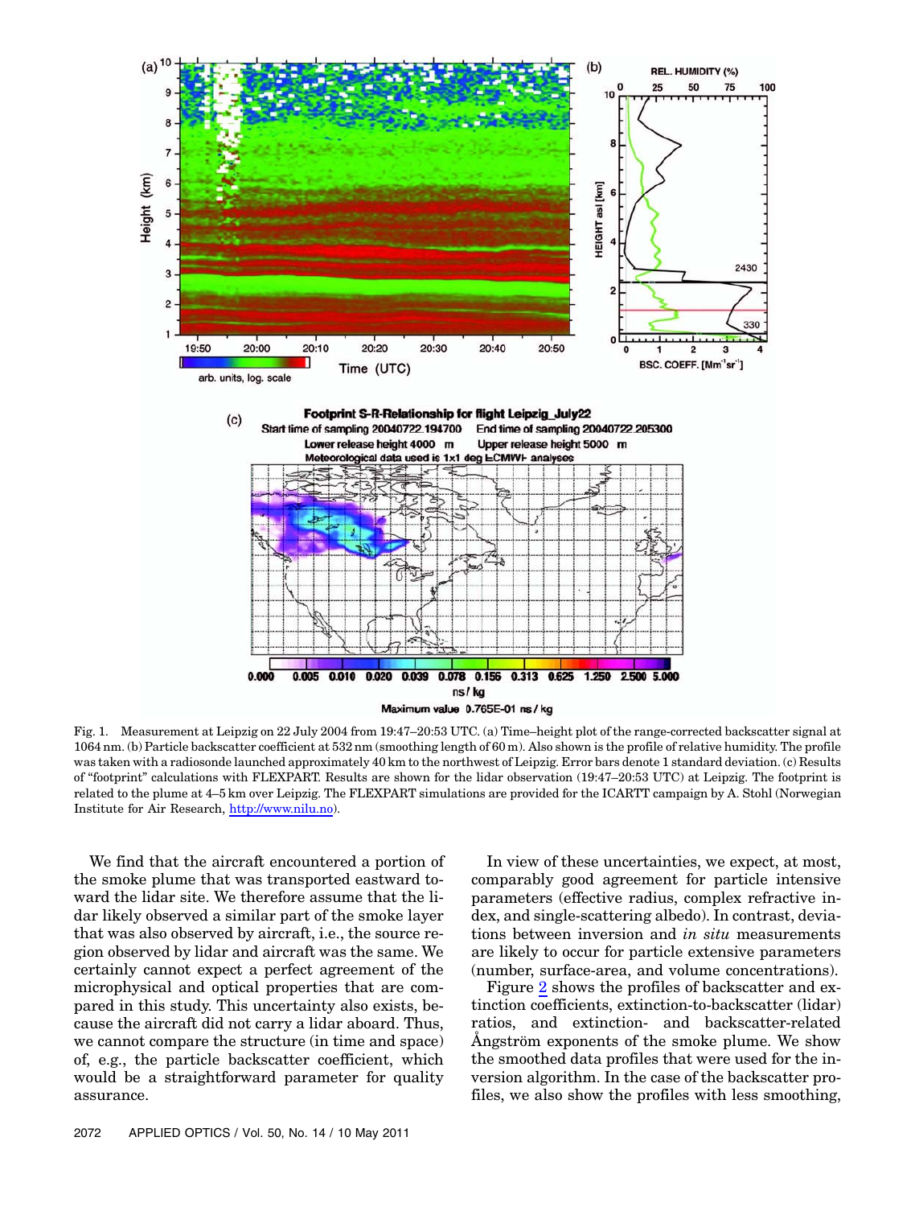Fig. 1. Measurement at Leipzig on 22 July 2004 from 19:47–20:53 UTC. (a) Time–height plot of the range-corrected backscatter signal at 1064 nm. (b) Particle backscatter coefficient at 532 nm (smoothing length of 60 m). Also shown is the profile of relative humidity. The profile was taken with a radiosonde launched approximately 40 km to the northwest of Leipzig. Error bars denote 1 standard deviation. (c) Results of "footprint" calculations with FLEXPART. Results are shown for the lidar observation (19:47–20:53 UTC) at Leipzig. The footprint is related to the plume at 4–5 km over Leipzig. The FLEXPART simulations are provided for the ICARTT campaign by A. Stohl (Norwegian Institute for Air Research, http://www.nilu.no).

We find that the aircraft encountered a portion of the smoke plume that was transported eastward toward the lidar site. We therefore assume that the lidar likely observed a similar part of the smoke layer that was also observed by aircraft, i.e., the source region observed by lidar and aircraft was the same. We certainly cannot expect a perfect agreement of the microphysical and optical properties that are compared in this study. This uncertainty also exists, because the aircraft did not carry a lidar aboard. Thus, we cannot compare the structure (in time and space) of, e.g., the particle backscatter coefficient, which would be a straightforward parameter for quality assurance.

In view of these uncertainties, we expect, at most, comparably good agreement for particle intensive parameters (effective radius, complex refractive index, and single-scattering albedo). In contrast, deviations between inversion and *in situ* measurements are likely to occur for particle extensive parameters (number, surface-area, and volume concentrations).

Figure 2 shows the profiles of backscatter and extinction coefficients, extinction-to-backscatter (lidar) ratios, and extinction- and backscatter-related Ångström exponents of the smoke plume. We show the smoothed data profiles that were used for the inversion algorithm. In the case of the backscatter profiles, we also show the profiles with less smoothing,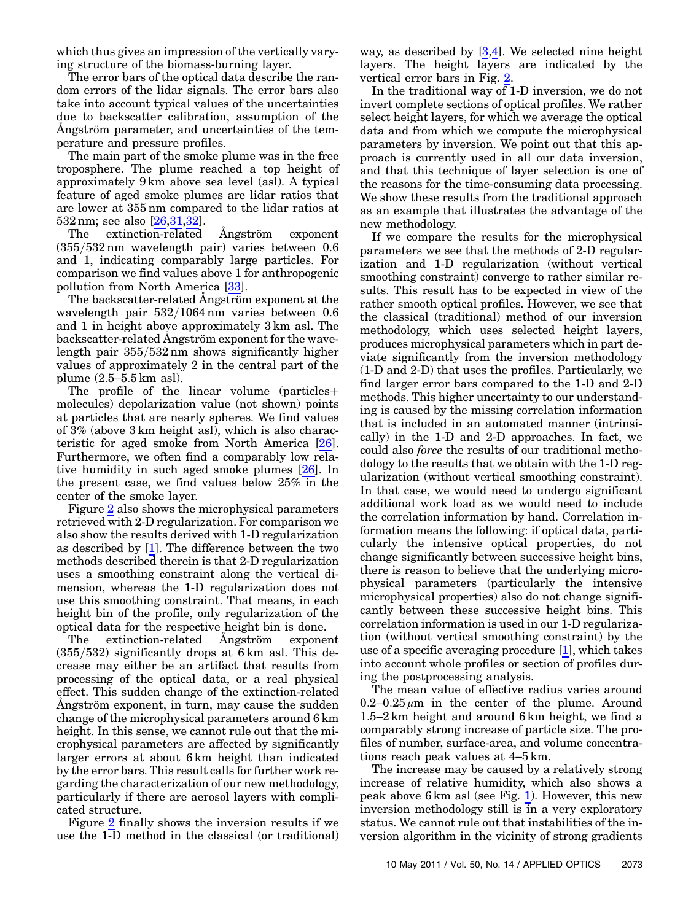which thus gives an impression of the vertically varying structure of the biomass-burning layer.

The error bars of the optical data describe the random errors of the lidar signals. The error bars also take into account typical values of the uncertainties due to backscatter calibration, assumption of the Ångström parameter, and uncertainties of the temperature and pressure profiles.

The main part of the smoke plume was in the free troposphere. The plume reached a top height of approximately 9 km above sea level (asl). A typical feature of aged smoke plumes are lidar ratios that are lower at 355 nm compared to the lidar ratios at 532 nm; see also [26,31,32].

The extinction-related Ångström exponent (355/532 nm wavelength pair) varies between 0.6 and 1, indicating comparably large particles. For comparison we find values above 1 for anthropogenic pollution from North America [33].

The backscatter-related Ångström exponent at the wavelength pair 532/1064 nm varies between 0.6 and 1 in height above approximately 3 km asl. The backscatter-related Ångström exponent for the wavelength pair 355/532 nm shows significantly higher values of approximately 2 in the central part of the plume (2.5–5.5 km asl).

The profile of the linear volume (particles+molecules) depolarization value (not shown) points at particles that are nearly spheres. We find values of 3% (above 3 km height asl), which is also characteristic for aged smoke from North America [26]. Furthermore, we often find a comparably low relative humidity in such aged smoke plumes [26]. In the present case, we find values below 25% in the center of the smoke layer.

Figure 2 also shows the microphysical parameters retrieved with 2-D regularization. For comparison we also show the results derived with 1-D regularization as described by [1]. The difference between the two methods described therein is that 2-D regularization uses a smoothing constraint along the vertical dimension, whereas the 1-D regularization does not use this smoothing constraint. That means, in each height bin of the profile, only regularization of the optical data for the respective height bin is done.

The extinction-related Ångström exponent (355/532) significantly drops at 6 km asl. This decrease may either be an artifact that results from processing of the optical data, or a real physical effect. This sudden change of the extinction-related Ångström exponent, in turn, may cause the sudden change of the microphysical parameters around 6 km height. In this sense, we cannot rule out that the microphysical parameters are affected by significantly larger errors at about 6 km height than indicated by the error bars. This result calls for further work regarding the characterization of our new methodology, particularly if there are aerosol layers with complicated structure.

Figure 2 finally shows the inversion results if we use the 1-D method in the classical (or traditional) way, as described by [3,4]. We selected nine height layers. The height layers are indicated by the vertical error bars in Fig. 2.

In the traditional way of 1-D inversion, we do not invert complete sections of optical profiles. We rather select height layers, for which we average the optical data and from which we compute the microphysical parameters by inversion. We point out that this approach is currently used in all our data inversion, and that this technique of layer selection is one of the reasons for the time-consuming data processing. We show these results from the traditional approach as an example that illustrates the advantage of the new methodology.

If we compare the results for the microphysical parameters we see that the methods of 2-D regularization and 1-D regularization (without vertical smoothing constraint) converge to rather similar results. This result has to be expected in view of the rather smooth optical profiles. However, we see that the classical (traditional) method of our inversion methodology, which uses selected height layers, produces microphysical parameters which in part deviate significantly from the inversion methodology (1-D and 2-D) that uses the profiles. Particularly, we find larger error bars compared to the 1-D and 2-D methods. This higher uncertainty to our understanding is caused by the missing correlation information that is included in an automated manner (intrinsically) in the 1-D and 2-D approaches. In fact, we could also *force* the results of our traditional methodology to the results that we obtain with the 1-D regularization (without vertical smoothing constraint). In that case, we would need to undergo significant additional work load as we would need to include the correlation information by hand. Correlation information means the following: if optical data, particularly the intensive optical properties, do not change significantly between successive height bins, there is reason to believe that the underlying microphysical parameters (particularly the intensive microphysical properties) also do not change significantly between these successive height bins. This correlation information is used in our 1-D regularization (without vertical smoothing constraint) by the use of a specific averaging procedure [1], which takes into account whole profiles or section of profiles during the postprocessing analysis.

The mean value of effective radius varies around 0.2–0.25 $\mu$m in the center of the plume. Around 1.5–2 km height and around 6 km height, we find a comparably strong increase of particle size. The profiles of number, surface-area, and volume concentrations reach peak values at 4–5 km.

The increase may be caused by a relatively strong increase of relative humidity, which also shows a peak above 6 km asl (see Fig. 1). However, this new inversion methodology still is in a very exploratory status. We cannot rule out that instabilities of the inversion algorithm in the vicinity of strong gradients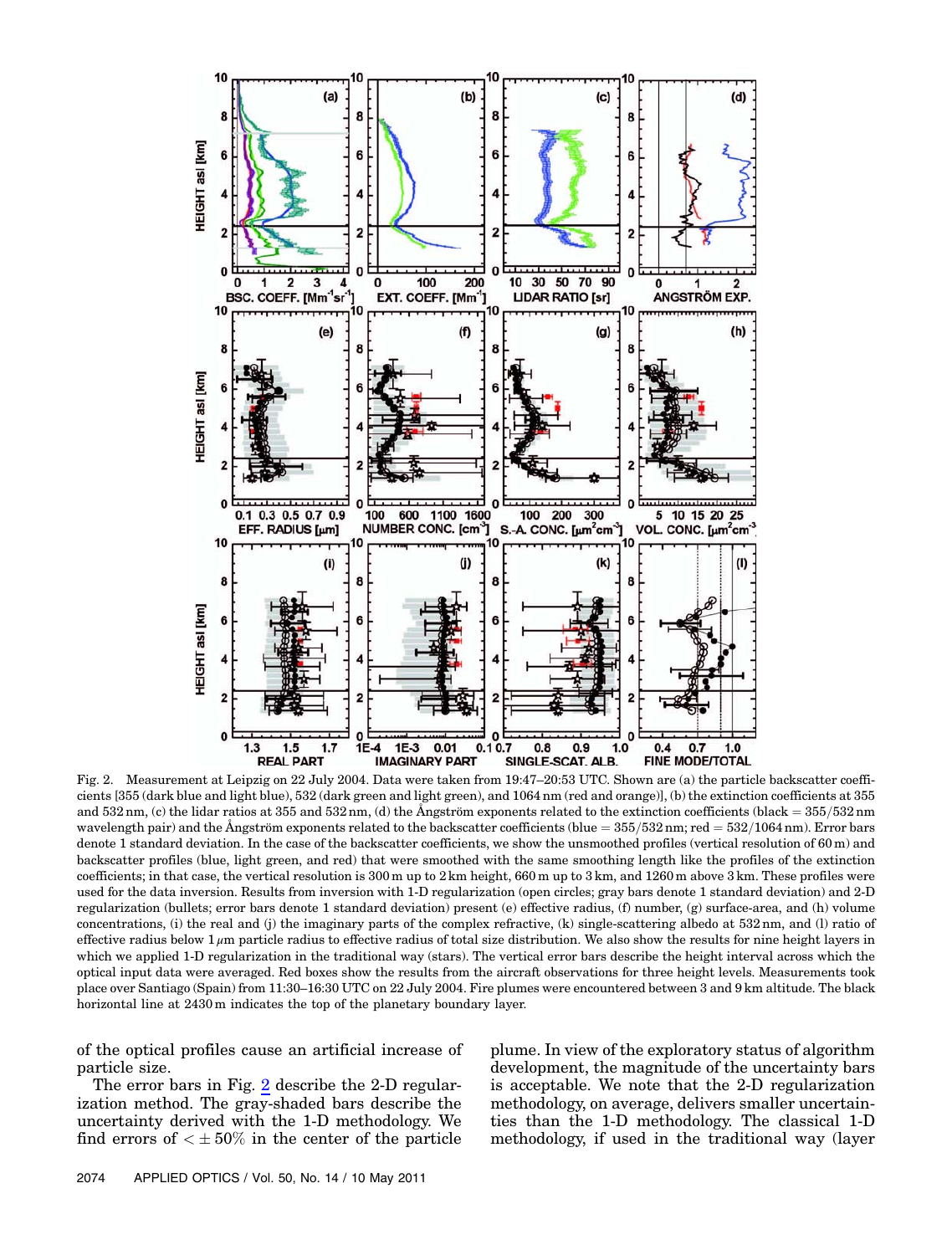Fig. 2. Measurement at Leipzig on 22 July 2004. Data were taken from 19:47–20:53 UTC. Shown are (a) the particle backscatter coefficients [355 (dark blue and light blue), 532 (dark green and light green), and 1064 nm (red and orange)], (b) the extinction coefficients at 355 and 532 nm, (c) the lidar ratios at 355 and 532 nm, (d) the Ångström exponents related to the extinction coefficients (black = 355/532 nm wavelength pair) and the Ångström exponents related to the backscatter coefficients (blue = 355/532 nm; red = 532/1064 nm). Error bars denote 1 standard deviation. In the case of the backscatter coefficients, we show the unsmoothed profiles (vertical resolution of 60 m) and backscatter profiles (blue, light green, and red) that were smoothed with the same smoothing length like the profiles of the extinction coefficients; in that case, the vertical resolution is 300 m up to 2 km height, 660 m up to 3 km, and 1260 m above 3 km. These profiles were used for the data inversion. Results from inversion with 1-D regularization (open circles; gray bars denote 1 standard deviation) and 2-D regularization (bullets; error bars denote 1 standard deviation) present (e) effective radius, (f) number, (g) surface-area, and (h) volume concentrations, (i) the real and (j) the imaginary parts of the complex refractive, (k) single-scattering albedo at 532 nm, and (l) ratio of effective radius below 1 $\mu$m particle radius to effective radius of total size distribution. We also show the results for nine height layers in which we applied 1-D regularization in the traditional way (stars). The vertical error bars describe the height interval across which the optical input data were averaged. Red boxes show the results from the aircraft observations for three height levels. Measurements took place over Santiago (Spain) from 11:30–16:30 UTC on 22 July 2004. Fire plumes were encountered between 3 and 9 km altitude. The black horizontal line at 2430 m indicates the top of the planetary boundary layer.

of the optical profiles cause an artificial increase of particle size.

The error bars in Fig. 2 describe the 2-D regularization method. The gray-shaded bars describe the uncertainty derived with the 1-D methodology. We find errors of $< \pm 50\%$ in the center of the particle plume. In view of the exploratory status of algorithm development, the magnitude of the uncertainty bars is acceptable. We note that the 2-D regularization methodology, on average, delivers smaller uncertainties than the 1-D methodology. The classical 1-D methodology, if used in the traditional way (layer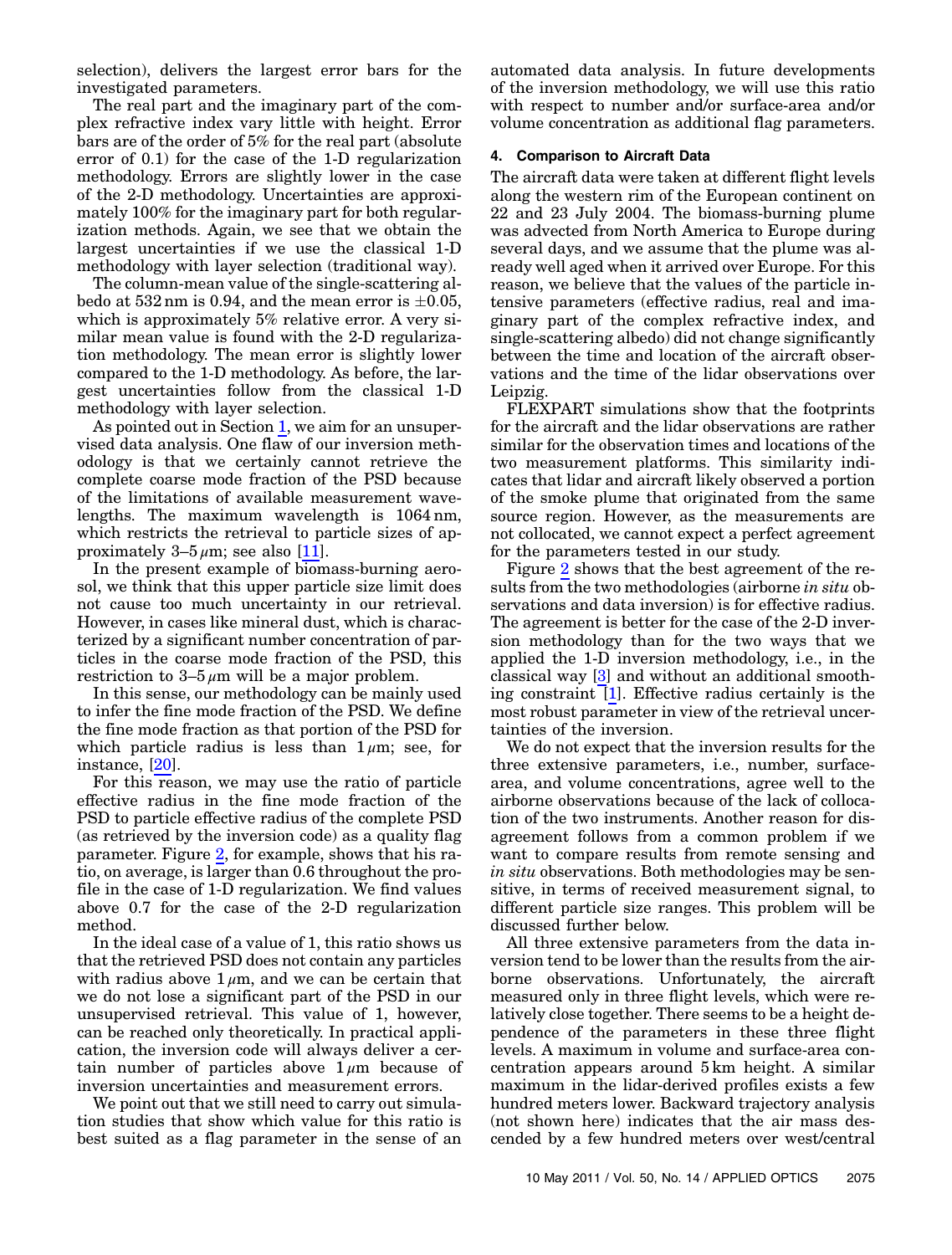selection), delivers the largest error bars for the investigated parameters.

The real part and the imaginary part of the complex refractive index vary little with height. Error bars are of the order of 5% for the real part (absolute error of 0.1) for the case of the 1-D regularization methodology. Errors are slightly lower in the case of the 2-D methodology. Uncertainties are approximately 100% for the imaginary part for both regularization methods. Again, we see that we obtain the largest uncertainties if we use the classical 1-D methodology with layer selection (traditional way).

The column-mean value of the single-scattering albedo at 532 nm is 0.94, and the mean error is $\pm 0.05$, which is approximately 5% relative error. A very similar mean value is found with the 2-D regularization methodology. The mean error is slightly lower compared to the 1-D methodology. As before, the largest uncertainties follow from the classical 1-D methodology with layer selection.

As pointed out in Section 1, we aim for an unsupervised data analysis. One flaw of our inversion methodology is that we certainly cannot retrieve the complete coarse mode fraction of the PSD because of the limitations of available measurement wavelengths. The maximum wavelength is 1064 nm, which restricts the retrieval to particle sizes of approximately 3–5 $\mu$m; see also [11].

In the present example of biomass-burning aerosol, we think that this upper particle size limit does not cause too much uncertainty in our retrieval. However, in cases like mineral dust, which is characterized by a significant number concentration of particles in the coarse mode fraction of the PSD, this restriction to 3–5 $\mu$m will be a major problem.

In this sense, our methodology can be mainly used to infer the fine mode fraction of the PSD. We define the fine mode fraction as that portion of the PSD for which particle radius is less than 1 $\mu$m; see, for instance, [20].

For this reason, we may use the ratio of particle effective radius in the fine mode fraction of the PSD to particle effective radius of the complete PSD (as retrieved by the inversion code) as a quality flag parameter. Figure 2, for example, shows that his ratio, on average, is larger than 0.6 throughout the profile in the case of 1-D regularization. We find values above 0.7 for the case of the 2-D regularization method.

In the ideal case of a value of 1, this ratio shows us that the retrieved PSD does not contain any particles with radius above 1 $\mu$m, and we can be certain that we do not lose a significant part of the PSD in our unsupervised retrieval. This value of 1, however, can be reached only theoretically. In practical application, the inversion code will always deliver a certain number of particles above 1 $\mu$m because of inversion uncertainties and measurement errors.

We point out that we still need to carry out simulation studies that show which value for this ratio is best suited as a flag parameter in the sense of an automated data analysis. In future developments of the inversion methodology, we will use this ratio with respect to number and/or surface-area and/or volume concentration as additional flag parameters.

## 4. Comparison to Aircraft Data

The aircraft data were taken at different flight levels along the western rim of the European continent on 22 and 23 July 2004. The biomass-burning plume was advected from North America to Europe during several days, and we assume that the plume was already well aged when it arrived over Europe. For this reason, we believe that the values of the particle intensive parameters (effective radius, real and imaginary part of the complex refractive index, and single-scattering albedo) did not change significantly between the time and location of the aircraft observations and the time of the lidar observations over Leipzig.

FLEXPART simulations show that the footprints for the aircraft and the lidar observations are rather similar for the observation times and locations of the two measurement platforms. This similarity indicates that lidar and aircraft likely observed a portion of the smoke plume that originated from the same source region. However, as the measurements are not collocated, we cannot expect a perfect agreement for the parameters tested in our study.

Figure 2 shows that the best agreement of the results from the two methodologies (airborne *in situ* observations and data inversion) is for effective radius. The agreement is better for the case of the 2-D inversion methodology than for the two ways that we applied the 1-D inversion methodology, i.e., in the classical way [3] and without an additional smoothing constraint [1]. Effective radius certainly is the most robust parameter in view of the retrieval uncertainties of the inversion.

We do not expect that the inversion results for the three extensive parameters, i.e., number, surface-area, and volume concentrations, agree well to the airborne observations because of the lack of collocation of the two instruments. Another reason for disagreement follows from a common problem if we want to compare results from remote sensing and *in situ* observations. Both methodologies may be sensitive, in terms of received measurement signal, to different particle size ranges. This problem will be discussed further below.

All three extensive parameters from the data inversion tend to be lower than the results from the airborne observations. Unfortunately, the aircraft measured only in three flight levels, which were relatively close together. There seems to be a height dependence of the parameters in these three flight levels. A maximum in volume and surface-area concentration appears around 5 km height. A similar maximum in the lidar-derived profiles exists a few hundred meters lower. Backward trajectory analysis (not shown here) indicates that the air mass descended by a few hundred meters over west/central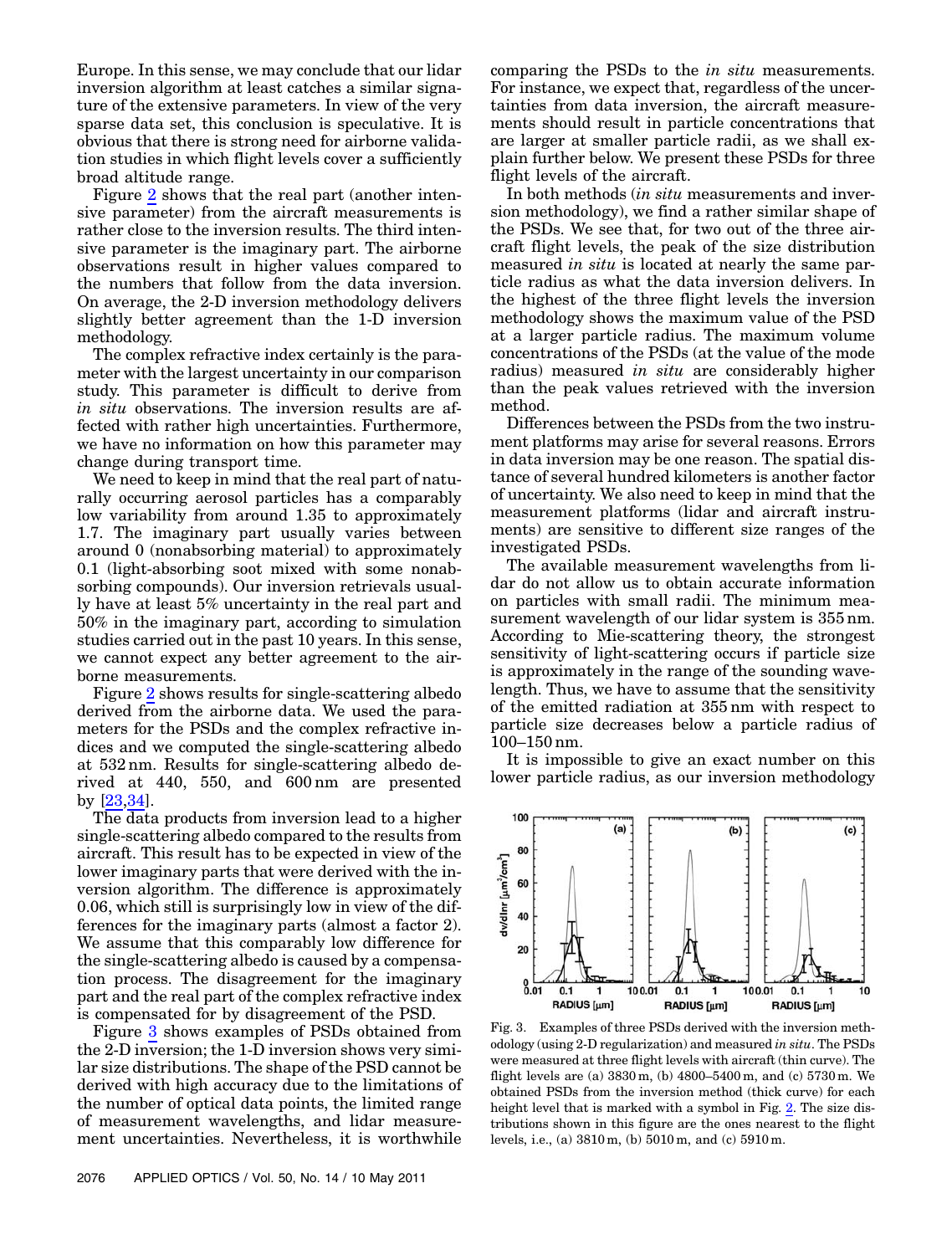Europe. In this sense, we may conclude that our lidar inversion algorithm at least catches a similar signature of the extensive parameters. In view of the very sparse data set, this conclusion is speculative. It is obvious that there is strong need for airborne validation studies in which flight levels cover a sufficiently broad altitude range.

Figure 2 shows that the real part (another intensive parameter) from the aircraft measurements is rather close to the inversion results. The third intensive parameter is the imaginary part. The airborne observations result in higher values compared to the numbers that follow from the data inversion. On average, the 2-D inversion methodology delivers slightly better agreement than the 1-D inversion methodology.

The complex refractive index certainly is the parameter with the largest uncertainty in our comparison study. This parameter is difficult to derive from *in situ* observations. The inversion results are affected with rather high uncertainties. Furthermore, we have no information on how this parameter may change during transport time.

We need to keep in mind that the real part of naturally occurring aerosol particles has a comparably low variability from around 1.35 to approximately 1.7. The imaginary part usually varies between around 0 (nonabsorbing material) to approximately 0.1 (light-absorbing soot mixed with some nonabsorbing compounds). Our inversion retrievals usually have at least 5% uncertainty in the real part and 50% in the imaginary part, according to simulation studies carried out in the past 10 years. In this sense, we cannot expect any better agreement to the airborne measurements.

Figure 2 shows results for single-scattering albedo derived from the airborne data. We used the parameters for the PSDs and the complex refractive indices and we computed the single-scattering albedo at 532 nm. Results for single-scattering albedo derived at 440, 550, and 600 nm are presented by [23,34].

The data products from inversion lead to a higher single-scattering albedo compared to the results from aircraft. This result has to be expected in view of the lower imaginary parts that were derived with the inversion algorithm. The difference is approximately 0.06, which still is surprisingly low in view of the differences for the imaginary parts (almost a factor 2). We assume that this comparably low difference for the single-scattering albedo is caused by a compensation process. The disagreement for the imaginary part and the real part of the complex refractive index is compensated for by disagreement of the PSD.

Figure 3 shows examples of PSDs obtained from the 2-D inversion; the 1-D inversion shows very similar size distributions. The shape of the PSD cannot be derived with high accuracy due to the limitations of the number of optical data points, the limited range of measurement wavelengths, and lidar measurement uncertainties. Nevertheless, it is worthwhile comparing the PSDs to the *in situ* measurements. For instance, we expect that, regardless of the uncertainties from data inversion, the aircraft measurements should result in particle concentrations that are larger at smaller particle radii, as we shall explain further below. We present these PSDs for three flight levels of the aircraft.

In both methods (*in situ* measurements and inversion methodology), we find a rather similar shape of the PSDs. We see that, for two out of the three aircraft flight levels, the peak of the size distribution measured *in situ* is located at nearly the same particle radius as what the data inversion delivers. In the highest of the three flight levels the inversion methodology shows the maximum value of the PSD at a larger particle radius. The maximum volume concentrations of the PSDs (at the value of the mode radius) measured *in situ* are considerably higher than the peak values retrieved with the inversion method.

Differences between the PSDs from the two instrument platforms may arise for several reasons. Errors in data inversion may be one reason. The spatial distance of several hundred kilometers is another factor of uncertainty. We also need to keep in mind that the measurement platforms (lidar and aircraft instruments) are sensitive to different size ranges of the investigated PSDs.

The available measurement wavelengths from lidar do not allow us to obtain accurate information on particles with small radii. The minimum measurement wavelength of our lidar system is 355 nm. According to Mie-scattering theory, the strongest sensitivity of light-scattering occurs if particle size is approximately in the range of the sounding wavelength. Thus, we have to assume that the sensitivity of the emitted radiation at 355 nm with respect to particle size decreases below a particle radius of 100–150 nm.

It is impossible to give an exact number on this lower particle radius, as our inversion methodology

Fig. 3. Examples of three PSDs derived with the inversion methodology (using 2-D regularization) and measured *in situ*. The PSDs were measured at three flight levels with aircraft (thin curve). The flight levels are (a) 3830 m, (b) 4800–5400 m, and (c) 5730 m. We obtained PSDs from the inversion method (thick curve) for each height level that is marked with a symbol in Fig. 2. The size distributions shown in this figure are the ones nearest to the flight levels, i.e., (a) 3810 m, (b) 5010 m, and (c) 5910 m.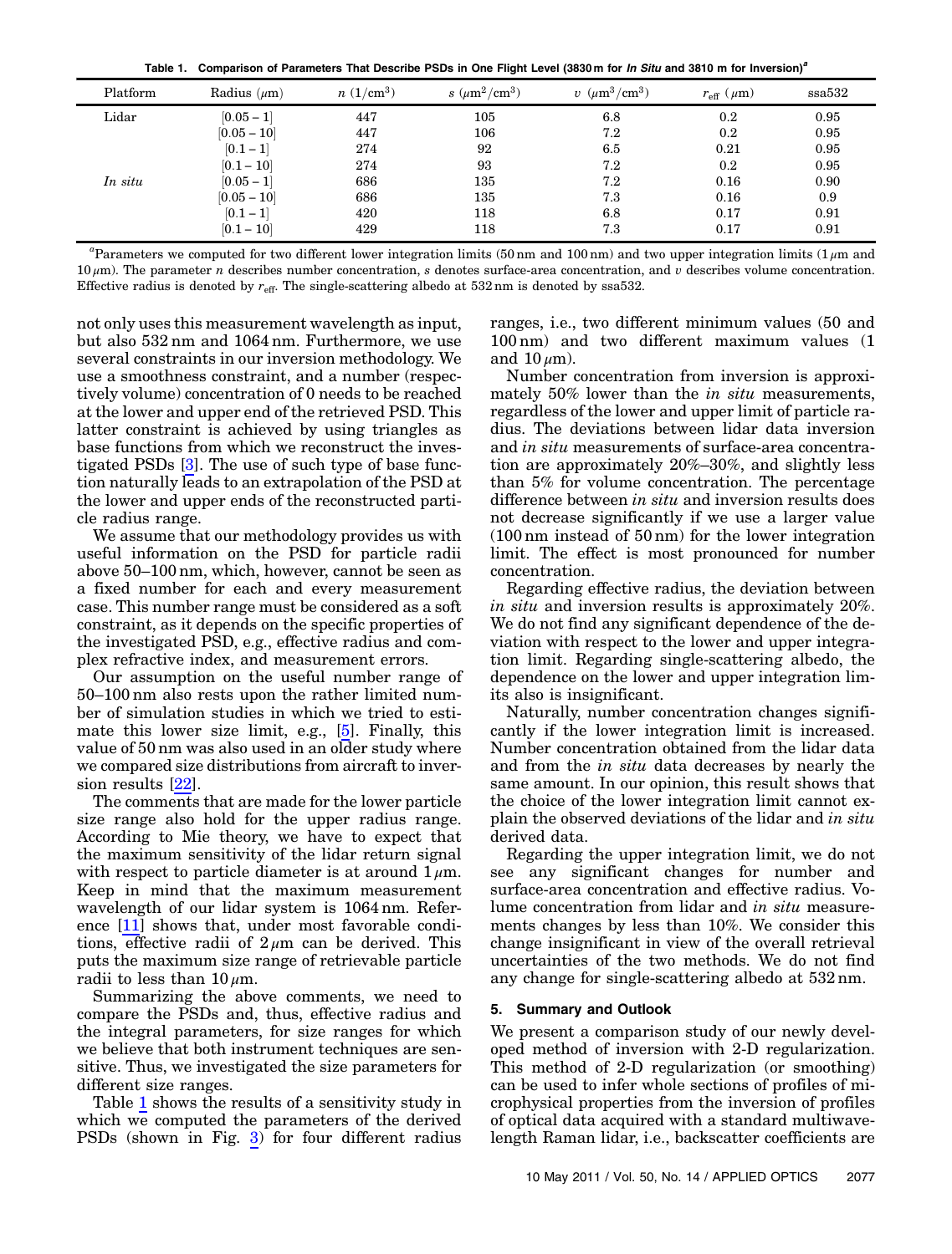**Table 1. Comparison of Parameters That Describe PSDs in One Flight Level (3830 m for *In Situ* and 3810 m for Inversion)[a]**

| Platform | Radius ($\mu$m) | $n$ (1/cm$^3$) | $s$ ($\mu$m$^2$/cm$^3$) | $v$ ($\mu$m$^3$/cm$^3$) | $r_{\mathrm{eff}}$ ($\mu$m) | ssa532 |
|---|---|---|---|---|---|---|
| Lidar | [0.05 – 1] | 447 | 105 | 6.8 | 0.2 | 0.95 |
| | [0.05 – 10] | 447 | 106 | 7.2 | 0.2 | 0.95 |
| | [0.1 – 1] | 274 | 92 | 6.5 | 0.21 | 0.95 |
| | [0.1 – 10] | 274 | 93 | 7.2 | 0.2 | 0.95 |
| *In situ* | [0.05 – 1] | 686 | 135 | 7.2 | 0.16 | 0.90 |
| | [0.05 – 10] | 686 | 135 | 7.3 | 0.16 | 0.9 |
| | [0.1 – 1] | 420 | 118 | 6.8 | 0.17 | 0.91 |
| | [0.1 – 10] | 429 | 118 | 7.3 | 0.17 | 0.91 |

[a]Parameters we computed for two different lower integration limits (50 nm and 100 nm) and two upper integration limits (1 $\mu$m and 10 $\mu$m). The parameter $n$ describes number concentration, $s$ denotes surface-area concentration, and $v$ describes volume concentration. Effective radius is denoted by $r_{\mathrm{eff}}$. The single-scattering albedo at 532 nm is denoted by ssa532.

not only uses this measurement wavelength as input, but also 532 nm and 1064 nm. Furthermore, we use several constraints in our inversion methodology. We use a smoothness constraint, and a number (respectively volume) concentration of 0 needs to be reached at the lower and upper end of the retrieved PSD. This latter constraint is achieved by using triangles as base functions from which we reconstruct the investigated PSDs [3]. The use of such type of base function naturally leads to an extrapolation of the PSD at the lower and upper ends of the reconstructed particle radius range.

We assume that our methodology provides us with useful information on the PSD for particle radii above 50–100 nm, which, however, cannot be seen as a fixed number for each and every measurement case. This number range must be considered as a soft constraint, as it depends on the specific properties of the investigated PSD, e.g., effective radius and complex refractive index, and measurement errors.

Our assumption on the useful number range of 50–100 nm also rests upon the rather limited number of simulation studies in which we tried to estimate this lower size limit, e.g., [5]. Finally, this value of 50 nm was also used in an older study where we compared size distributions from aircraft to inversion results [22].

The comments that are made for the lower particle size range also hold for the upper radius range. According to Mie theory, we have to expect that the maximum sensitivity of the lidar return signal with respect to particle diameter is at around 1 $\mu$m. Keep in mind that the maximum measurement wavelength of our lidar system is 1064 nm. Reference [11] shows that, under most favorable conditions, effective radii of 2 $\mu$m can be derived. This puts the maximum size range of retrievable particle radii to less than 10 $\mu$m.

Summarizing the above comments, we need to compare the PSDs and, thus, effective radius and the integral parameters, for size ranges for which we believe that both instrument techniques are sensitive. Thus, we investigated the size parameters for different size ranges.

Table 1 shows the results of a sensitivity study in which we computed the parameters of the derived PSDs (shown in Fig. 3) for four different radius ranges, i.e., two different minimum values (50 and 100 nm) and two different maximum values (1 and 10 $\mu$m).

Number concentration from inversion is approximately 50% lower than the *in situ* measurements, regardless of the lower and upper limit of particle radius. The deviations between lidar data inversion and *in situ* measurements of surface-area concentration are approximately 20%–30%, and slightly less than 5% for volume concentration. The percentage difference between *in situ* and inversion results does not decrease significantly if we use a larger value (100 nm instead of 50 nm) for the lower integration limit. The effect is most pronounced for number concentration.

Regarding effective radius, the deviation between *in situ* and inversion results is approximately 20%. We do not find any significant dependence of the deviation with respect to the lower and upper integration limit. Regarding single-scattering albedo, the dependence on the lower and upper integration limits also is insignificant.

Naturally, number concentration changes significantly if the lower integration limit is increased. Number concentration obtained from the lidar data and from the *in situ* data decreases by nearly the same amount. In our opinion, this result shows that the choice of the lower integration limit cannot explain the observed deviations of the lidar and *in situ* derived data.

Regarding the upper integration limit, we do not see any significant changes for number and surface-area concentration and effective radius. Volume concentration from lidar and *in situ* measurements changes by less than 10%. We consider this change insignificant in view of the overall retrieval uncertainties of the two methods. We do not find any change for single-scattering albedo at 532 nm.

## 5. Summary and Outlook

We present a comparison study of our newly developed method of inversion with 2-D regularization. This method of 2-D regularization (or smoothing) can be used to infer whole sections of profiles of microphysical properties from the inversion of profiles of optical data acquired with a standard multiwavelength Raman lidar, i.e., backscatter coefficients are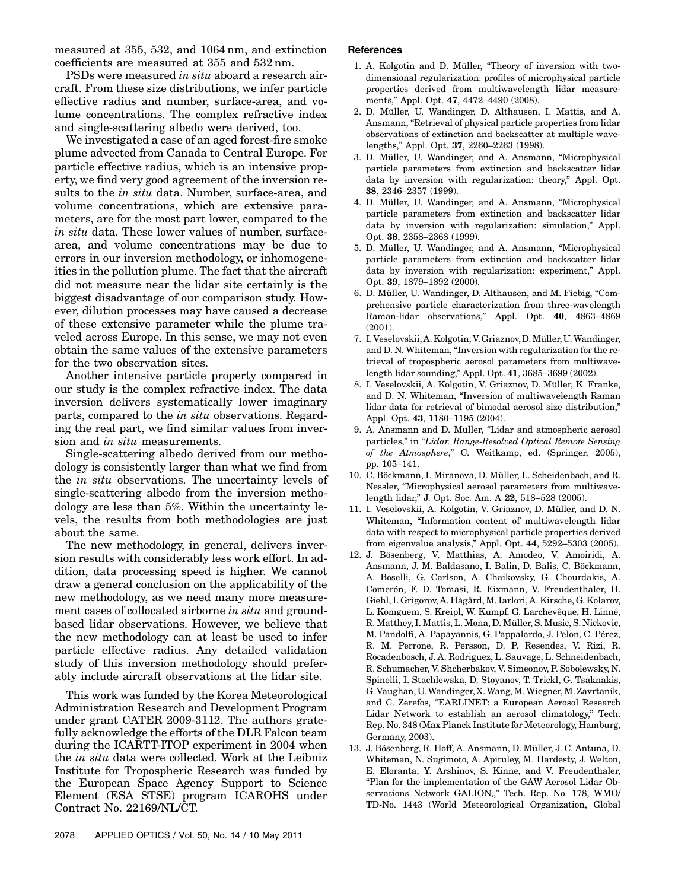measured at 355, 532, and 1064 nm, and extinction coefficients are measured at 355 and 532 nm.

PSDs were measured *in situ* aboard a research aircraft. From these size distributions, we infer particle effective radius and number, surface-area, and volume concentrations. The complex refractive index and single-scattering albedo were derived, too.

We investigated a case of an aged forest-fire smoke plume advected from Canada to Central Europe. For particle effective radius, which is an intensive property, we find very good agreement of the inversion results to the *in situ* data. Number, surface-area, and volume concentrations, which are extensive parameters, are for the most part lower, compared to the *in situ* data. These lower values of number, surface-area, and volume concentrations may be due to errors in our inversion methodology, or inhomogeneities in the pollution plume. The fact that the aircraft did not measure near the lidar site certainly is the biggest disadvantage of our comparison study. However, dilution processes may have caused a decrease of these extensive parameter while the plume traveled across Europe. In this sense, we may not even obtain the same values of the extensive parameters for the two observation sites.

Another intensive particle property compared in our study is the complex refractive index. The data inversion delivers systematically lower imaginary parts, compared to the *in situ* observations. Regarding the real part, we find similar values from inversion and *in situ* measurements.

Single-scattering albedo derived from our methodology is consistently larger than what we find from the *in situ* observations. The uncertainty levels of single-scattering albedo from the inversion methodology are less than 5%. Within the uncertainty levels, the results from both methodologies are just about the same.

The new methodology, in general, delivers inversion results with considerably less work effort. In addition, data processing speed is higher. We cannot draw a general conclusion on the applicability of the new methodology, as we need many more measurement cases of collocated airborne *in situ* and ground-based lidar observations. However, we believe that the new methodology can at least be used to infer particle effective radius. Any detailed validation study of this inversion methodology should preferably include aircraft observations at the lidar site.

This work was funded by the Korea Meteorological Administration Research and Development Program under grant CATER 2009-3112. The authors gratefully acknowledge the efforts of the DLR Falcon team during the ICARTT-ITOP experiment in 2004 when the *in situ* data were collected. Work at the Leibniz Institute for Tropospheric Research was funded by the European Space Agency Support to Science Element (ESA STSE) program ICAROHS under Contract No. 22169/NL/CT.

## References

1. A. Kolgotin and D. Müller, "Theory of inversion with two-dimensional regularization: profiles of microphysical particle properties derived from multiwavelength lidar measurements," Appl. Opt. **47**, 4472–4490 (2008).
2. D. Müller, U. Wandinger, D. Althausen, I. Mattis, and A. Ansmann, "Retrieval of physical particle properties from lidar observations of extinction and backscatter at multiple wavelengths," Appl. Opt. **37**, 2260–2263 (1998).
3. D. Müller, U. Wandinger, and A. Ansmann, "Microphysical particle parameters from extinction and backscatter lidar data by inversion with regularization: theory," Appl. Opt. **38**, 2346–2357 (1999).
4. D. Müller, U. Wandinger, and A. Ansmann, "Microphysical particle parameters from extinction and backscatter lidar data by inversion with regularization: simulation," Appl. Opt. **38**, 2358–2368 (1999).
5. D. Müller, U. Wandinger, and A. Ansmann, "Microphysical particle parameters from extinction and backscatter lidar data by inversion with regularization: experiment," Appl. Opt. **39**, 1879–1892 (2000).
6. D. Müller, U. Wandinger, D. Althausen, and M. Fiebig, "Comprehensive particle characterization from three-wavelength Raman-lidar observations," Appl. Opt. **40**, 4863–4869 (2001).
7. I. Veselovskii, A. Kolgotin, V. Griaznov, D. Müller, U. Wandinger, and D. N. Whiteman, "Inversion with regularization for the retrieval of tropospheric aerosol parameters from multiwavelength lidar sounding," Appl. Opt. **41**, 3685–3699 (2002).
8. I. Veselovskii, A. Kolgotin, V. Griaznov, D. Müller, K. Franke, and D. N. Whiteman, "Inversion of multiwavelength Raman lidar data for retrieval of bimodal aerosol size distribution," Appl. Opt. **43**, 1180–1195 (2004).
9. A. Ansmann and D. Müller, "Lidar and atmospheric aerosol particles," in "*Lidar. Range-Resolved Optical Remote Sensing of the Atmosphere*," C. Weitkamp, ed. (Springer, 2005), pp. 105–141.
10. C. Böckmann, I. Miranova, D. Müller, L. Scheidenbach, and R. Nessler, "Microphysical aerosol parameters from multiwavelength lidar," J. Opt. Soc. Am. A **22**, 518–528 (2005).
11. I. Veselovskii, A. Kolgotin, V. Griaznov, D. Müller, and D. N. Whiteman, "Information content of multiwavelength lidar data with respect to microphysical particle properties derived from eigenvalue analysis," Appl. Opt. **44**, 5292–5303 (2005).
12. J. Bösenberg, V. Matthias, A. Amodeo, V. Amoiridi, A. Ansmann, J. M. Baldasano, I. Balin, D. Balis, C. Böckmann, A. Boselli, G. Carlson, A. Chaikovsky, G. Chourdakis, A. Comerón, F. D. Tomasi, R. Eixmann, V. Freudenthaler, H. Giehl, I. Grigorov, A. Hågård, M. Iarlori, A. Kirsche, G. Kolarov, L. Komguem, S. Kreipl, W. Kumpf, G. Larchevêque, H. Linné, R. Matthey, I. Mattis, L. Mona, D. Müller, S. Music, S. Nickovic, M. Pandolfi, A. Papayannis, G. Pappalardo, J. Pelon, C. Pérez, R. M. Perrone, R. Persson, D. P. Resendes, V. Rizi, R. Rocadenbosch, J. A. Rodriguez, L. Sauvage, L. Schneidenbach, R. Schumacher, V. Shcherbakov, V. Simeonov, P. Sobolewsky, N. Spinelli, I. Stachlewska, D. Stoyanov, T. Trickl, G. Tsaknakis, G. Vaughan, U. Wandinger, X. Wang, M. Wiegner, M. Zavrtanik, and C. Zerefos, "EARLINET: a European Aerosol Research Lidar Network to establish an aerosol climatology," Tech. Rep. No. 348 (Max Planck Institute for Meteorology, Hamburg, Germany, 2003).
13. J. Bösenberg, R. Hoff, A. Ansmann, D. Müller, J. C. Antuna, D. Whiteman, N. Sugimoto, A. Apituley, M. Hardesty, J. Welton, E. Eloranta, Y. Arshinov, S. Kinne, and V. Freudenthaler, "Plan for the implementation of the GAW Aerosol Lidar Observations Network GALION,," Tech. Rep. No. 178, WMO/TD-No. 1443 (World Meteorological Organization, Global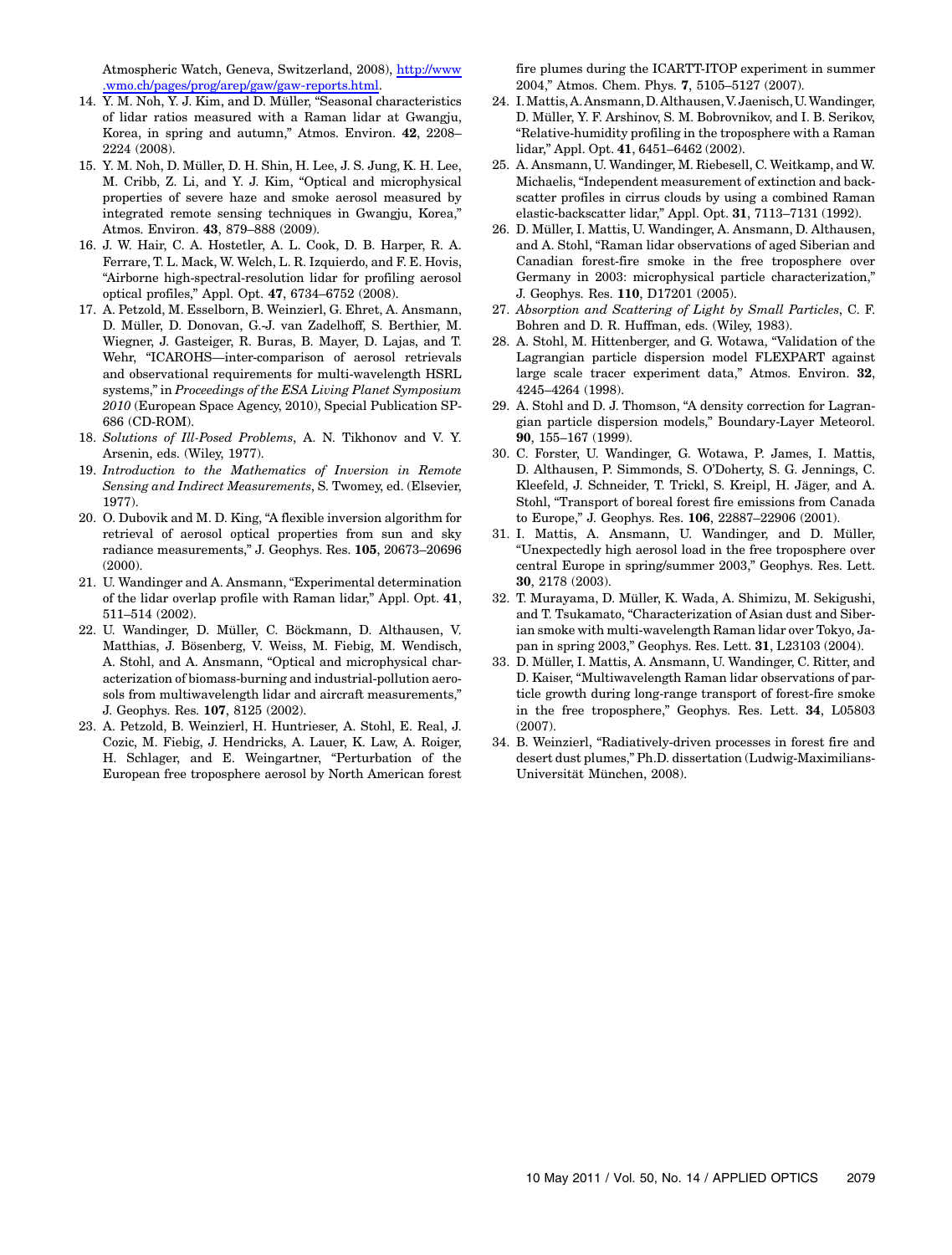Atmospheric Watch, Geneva, Switzerland, 2008), http://www.wmo.ch/pages/prog/arep/gaw/gaw-reports.html.

14. Y. M. Noh, Y. J. Kim, and D. Müller, "Seasonal characteristics of lidar ratios measured with a Raman lidar at Gwangju, Korea, in spring and autumn," Atmos. Environ. **42**, 2208–2224 (2008).
15. Y. M. Noh, D. Müller, D. H. Shin, H. Lee, J. S. Jung, K. H. Lee, M. Cribb, Z. Li, and Y. J. Kim, "Optical and microphysical properties of severe haze and smoke aerosol measured by integrated remote sensing techniques in Gwangju, Korea," Atmos. Environ. **43**, 879–888 (2009).
16. J. W. Hair, C. A. Hostetler, A. L. Cook, D. B. Harper, R. A. Ferrare, T. L. Mack, W. Welch, L. R. Izquierdo, and F. E. Hovis, "Airborne high-spectral-resolution lidar for profiling aerosol optical profiles," Appl. Opt. **47**, 6734–6752 (2008).
17. A. Petzold, M. Esselborn, B. Weinzierl, G. Ehret, A. Ansmann, D. Müller, D. Donovan, G.-J. van Zadelhoff, S. Berthier, M. Wiegner, J. Gasteiger, R. Buras, B. Mayer, D. Lajas, and T. Wehr, "ICAROHS—inter-comparison of aerosol retrievals and observational requirements for multi-wavelength HSRL systems," in *Proceedings of the ESA Living Planet Symposium 2010* (European Space Agency, 2010), Special Publication SP-686 (CD-ROM).
18. *Solutions of Ill-Posed Problems*, A. N. Tikhonov and V. Y. Arsenin, eds. (Wiley, 1977).
19. *Introduction to the Mathematics of Inversion in Remote Sensing and Indirect Measurements*, S. Twomey, ed. (Elsevier, 1977).
20. O. Dubovik and M. D. King, "A flexible inversion algorithm for retrieval of aerosol optical properties from sun and sky radiance measurements," J. Geophys. Res. **105**, 20673–20696 (2000).
21. U. Wandinger and A. Ansmann, "Experimental determination of the lidar overlap profile with Raman lidar," Appl. Opt. **41**, 511–514 (2002).
22. U. Wandinger, D. Müller, C. Böckmann, D. Althausen, V. Matthias, J. Bösenberg, V. Weiss, M. Fiebig, M. Wendisch, A. Stohl, and A. Ansmann, "Optical and microphysical characterization of biomass-burning and industrial-pollution aerosols from multiwavelength lidar and aircraft measurements," J. Geophys. Res. **107**, 8125 (2002).
23. A. Petzold, B. Weinzierl, H. Huntrieser, A. Stohl, E. Real, J. Cozic, M. Fiebig, J. Hendricks, A. Lauer, K. Law, A. Roiger, H. Schlager, and E. Weingartner, "Perturbation of the European free troposphere aerosol by North American forest fire plumes during the ICARTT-ITOP experiment in summer 2004," Atmos. Chem. Phys. **7**, 5105–5127 (2007).
24. I. Mattis, A. Ansmann, D. Althausen, V. Jaenisch, U. Wandinger, D. Müller, Y. F. Arshinov, S. M. Bobrovnikov, and I. B. Serikov, "Relative-humidity profiling in the troposphere with a Raman lidar," Appl. Opt. **41**, 6451–6462 (2002).
25. A. Ansmann, U. Wandinger, M. Riebesell, C. Weitkamp, and W. Michaelis, "Independent measurement of extinction and backscatter profiles in cirrus clouds by using a combined Raman elastic-backscatter lidar," Appl. Opt. **31**, 7113–7131 (1992).
26. D. Müller, I. Mattis, U. Wandinger, A. Ansmann, D. Althausen, and A. Stohl, "Raman lidar observations of aged Siberian and Canadian forest-fire smoke in the free troposphere over Germany in 2003: microphysical particle characterization," J. Geophys. Res. **110**, D17201 (2005).
27. *Absorption and Scattering of Light by Small Particles*, C. F. Bohren and D. R. Huffman, eds. (Wiley, 1983).
28. A. Stohl, M. Hittenberger, and G. Wotawa, "Validation of the Lagrangian particle dispersion model FLEXPART against large scale tracer experiment data," Atmos. Environ. **32**, 4245–4264 (1998).
29. A. Stohl and D. J. Thomson, "A density correction for Lagrangian particle dispersion models," Boundary-Layer Meteorol. **90**, 155–167 (1999).
30. C. Forster, U. Wandinger, G. Wotawa, P. James, I. Mattis, D. Althausen, P. Simmonds, S. O'Doherty, S. G. Jennings, C. Kleefeld, J. Schneider, T. Trickl, S. Kreipl, H. Jäger, and A. Stohl, "Transport of boreal forest fire emissions from Canada to Europe," J. Geophys. Res. **106**, 22887–22906 (2001).
31. I. Mattis, A. Ansmann, U. Wandinger, and D. Müller, "Unexpectedly high aerosol load in the free troposphere over central Europe in spring/summer 2003," Geophys. Res. Lett. **30**, 2178 (2003).
32. T. Murayama, D. Müller, K. Wada, A. Shimizu, M. Sekigushi, and T. Tsukamato, "Characterization of Asian dust and Siberian smoke with multi-wavelength Raman lidar over Tokyo, Japan in spring 2003," Geophys. Res. Lett. **31**, L23103 (2004).
33. D. Müller, I. Mattis, A. Ansmann, U. Wandinger, C. Ritter, and D. Kaiser, "Multiwavelength Raman lidar observations of particle growth during long-range transport of forest-fire smoke in the free troposphere," Geophys. Res. Lett. **34**, L05803 (2007).
34. B. Weinzierl, "Radiatively-driven processes in forest fire and desert dust plumes," Ph.D. dissertation (Ludwig-Maximilians-Universität München, 2008).